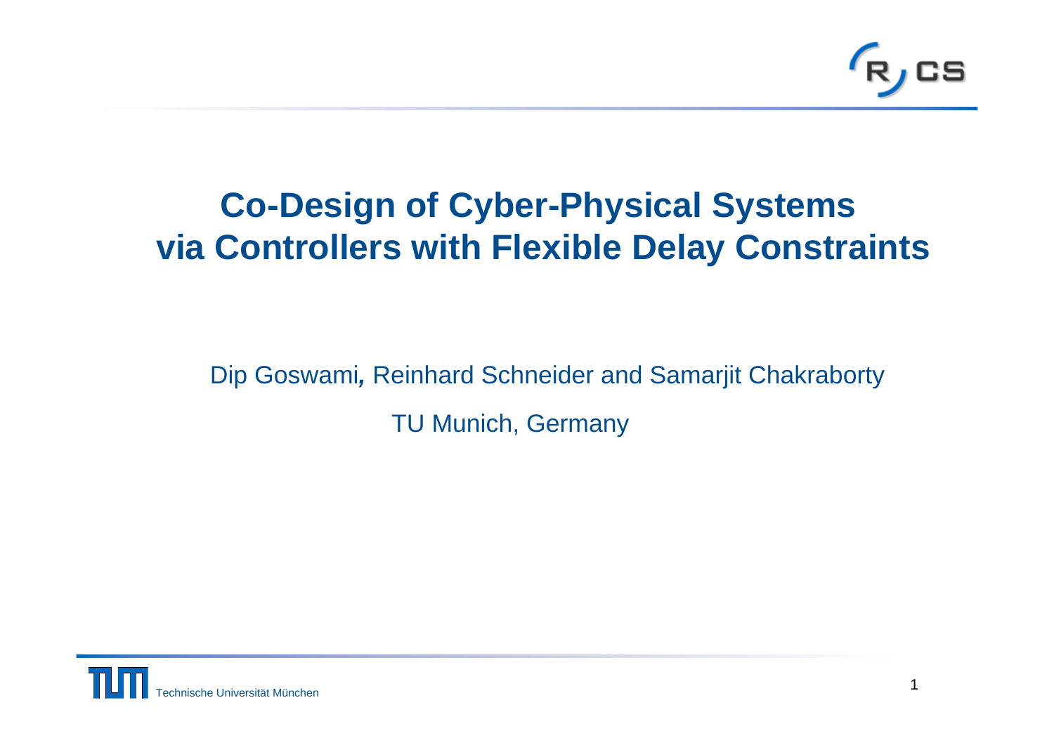# Co-Design of Cyber-Physical Systems via Controllers with Flexible Delay Constraints

Dip Goswami, Reinhard Schneider and Samarjit Chakraborty

TU Munich, Germany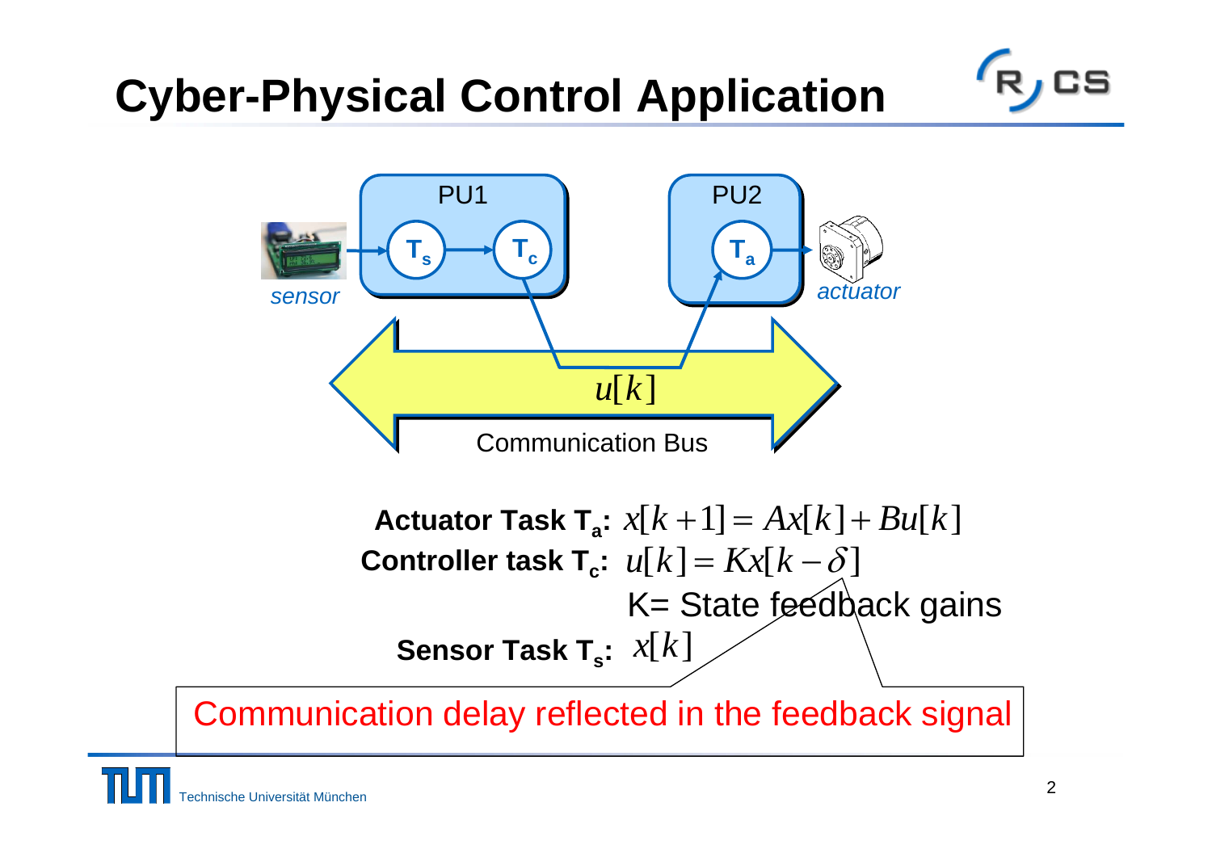# Cyber-Physical Control Application

PU1

$T_s$ → $T_c$

PU2

$T_a$

sensor

actuator

$u[k]$

Communication Bus

**Actuator Task $T_a$:** $x[k+1] = Ax[k] + Bu[k]$

**Controller task $T_c$:** $u[k] = Kx[k-\delta]$

K= State feedback gains

**Sensor Task $T_s$:** $x[k]$

Communication delay reflected in the feedback signal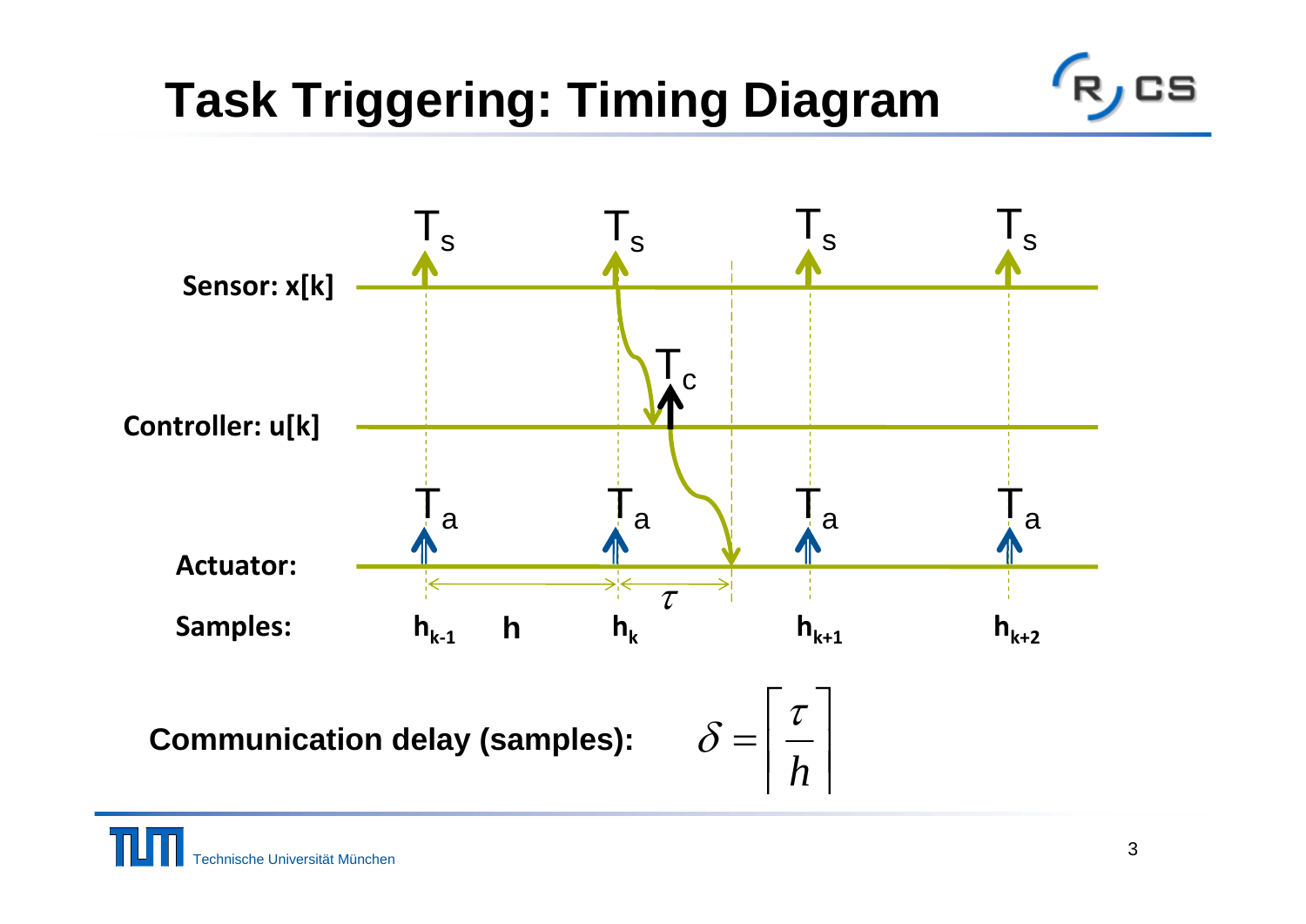# Task Triggering: Timing Diagram

| | $T_s$ | $T_s$ | $T_s$ | $T_s$ |
|---|---|---|---|---|
| **Sensor: x[k]** | | | | |
| **Controller: u[k]** | | $T_c$ | | |
| **Actuator:** | $T_a$ | $T_a$ | $T_a$ | $T_a$ |
| **Samples:** | $h_{k-1}$ | $h_k$ | $h_{k+1}$ | $h_{k+2}$ |

Sampling period $h$ (between $h_{k-1}$ and $h_k$); delay $\tau$ (after $h_k$).

**Communication delay (samples):**

$$\delta = \left\lceil \frac{\tau}{h} \right\rceil$$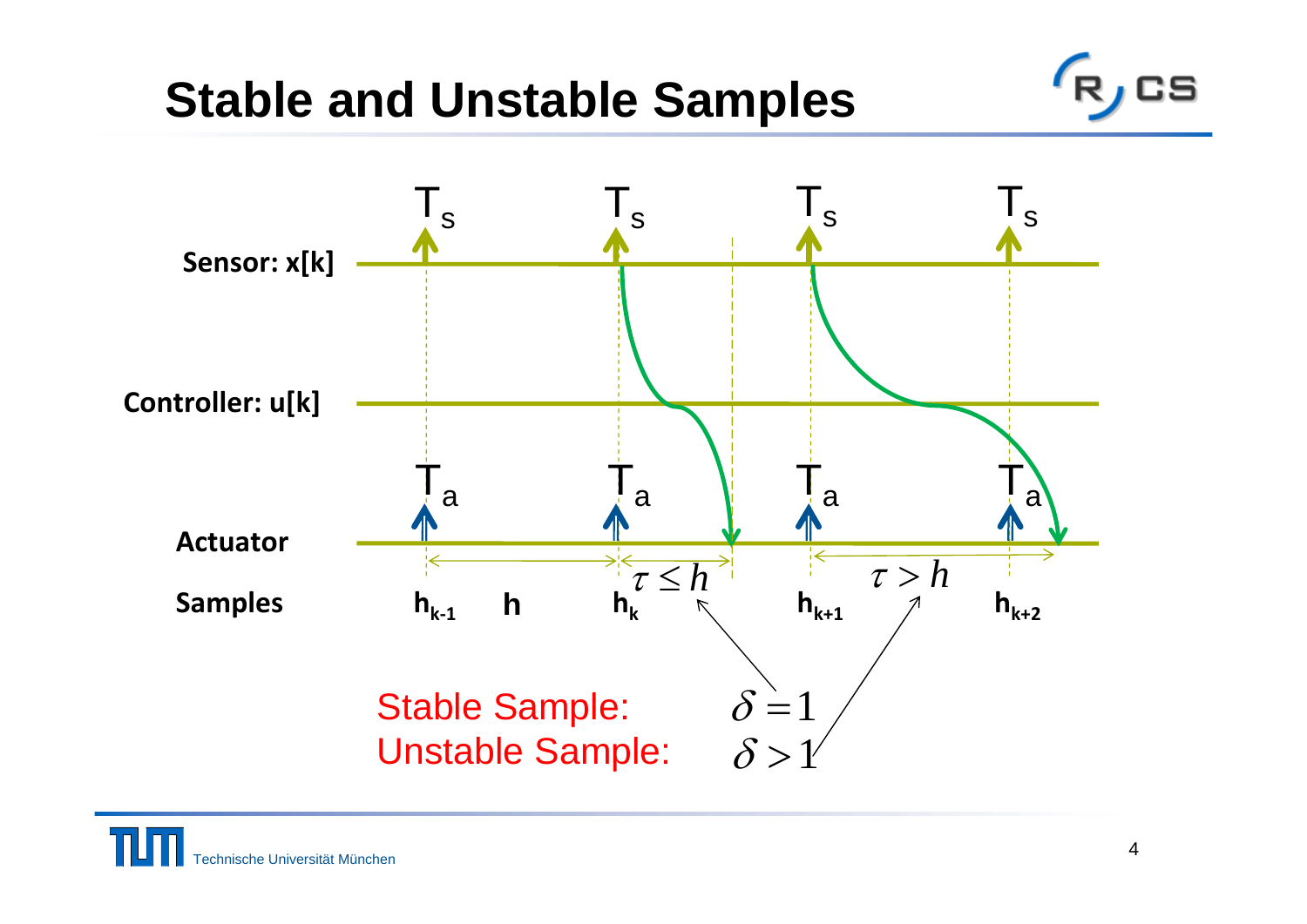# Stable and Unstable Samples

$T_s$ $T_s$ $T_s$ $T_s$

**Sensor: x[k]**

**Controller: u[k]**

$T_a$ $T_a$ $T_a$ $T_a$

**Actuator**

$\tau \leq h$ $\tau > h$

**Samples** $h_{k-1}$ **h** $h_k$ $h_{k+1}$ $h_{k+2}$

Stable Sample: $\delta = 1$

Unstable Sample: $\delta > 1$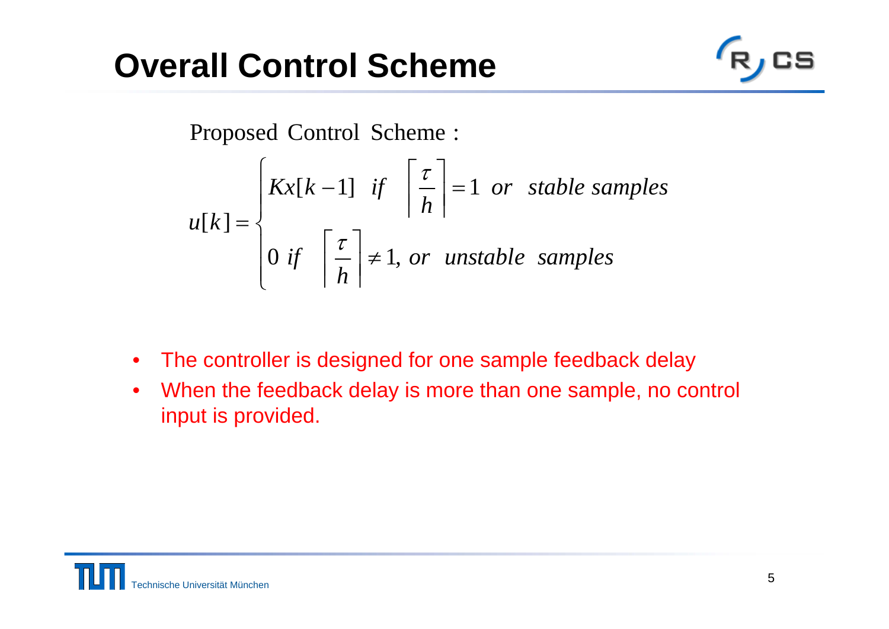# Overall Control Scheme

Proposed Control Scheme :

$$
u[k] = \begin{cases} Kx[k-1] \;\; if \;\; \left\lceil \dfrac{\tau}{h} \right\rceil = 1 \;\; or \;\; stable\ samples \\ 0 \;\; if \;\; \left\lceil \dfrac{\tau}{h} \right\rceil \neq 1, \;\; or \;\; unstable\ \ samples \end{cases}
$$

- The controller is designed for one sample feedback delay
- When the feedback delay is more than one sample, no control input is provided.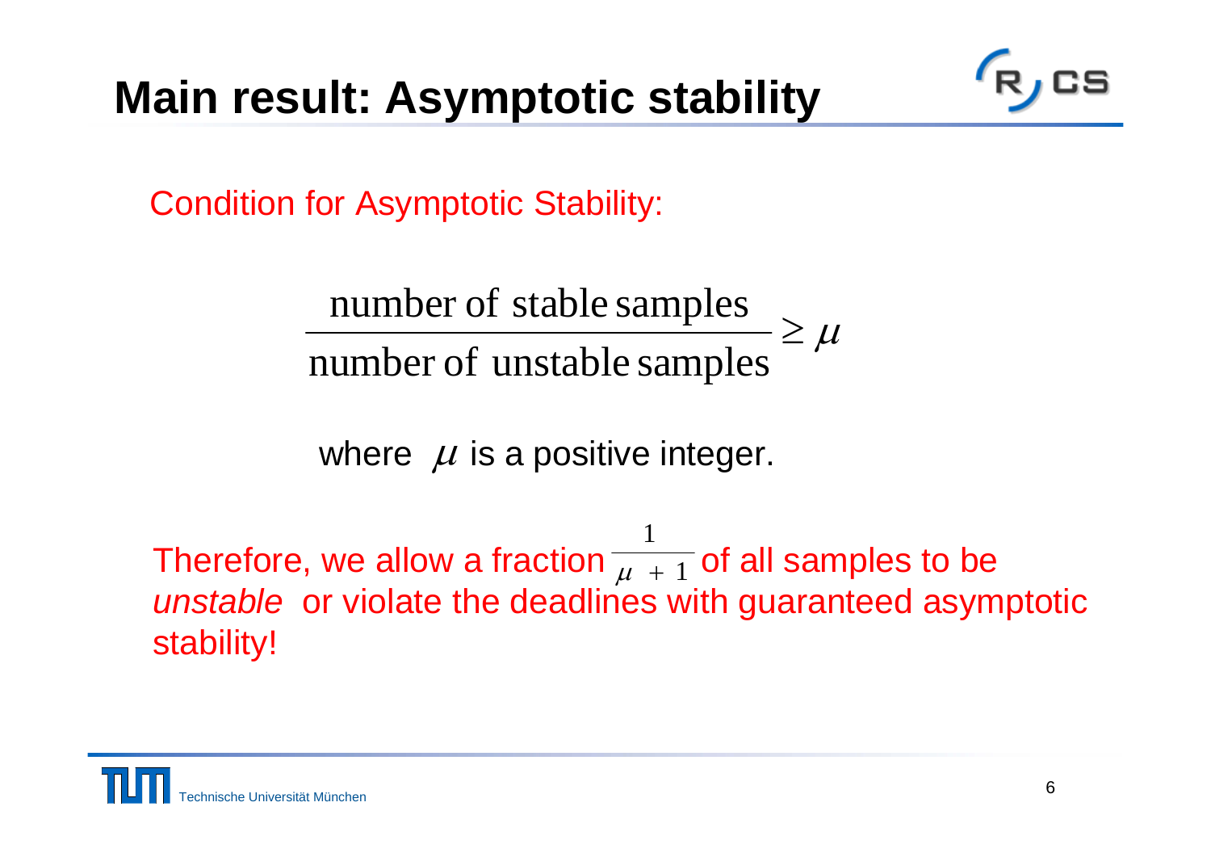# Main result: Asymptotic stability

Condition for Asymptotic Stability:

$$\frac{\text{number of stable samples}}{\text{number of unstable samples}} \geq \mu$$

where $\mu$ is a positive integer.

Therefore, we allow a fraction $\frac{1}{\mu + 1}$ of all samples to be *unstable* or violate the deadlines with guaranteed asymptotic stability!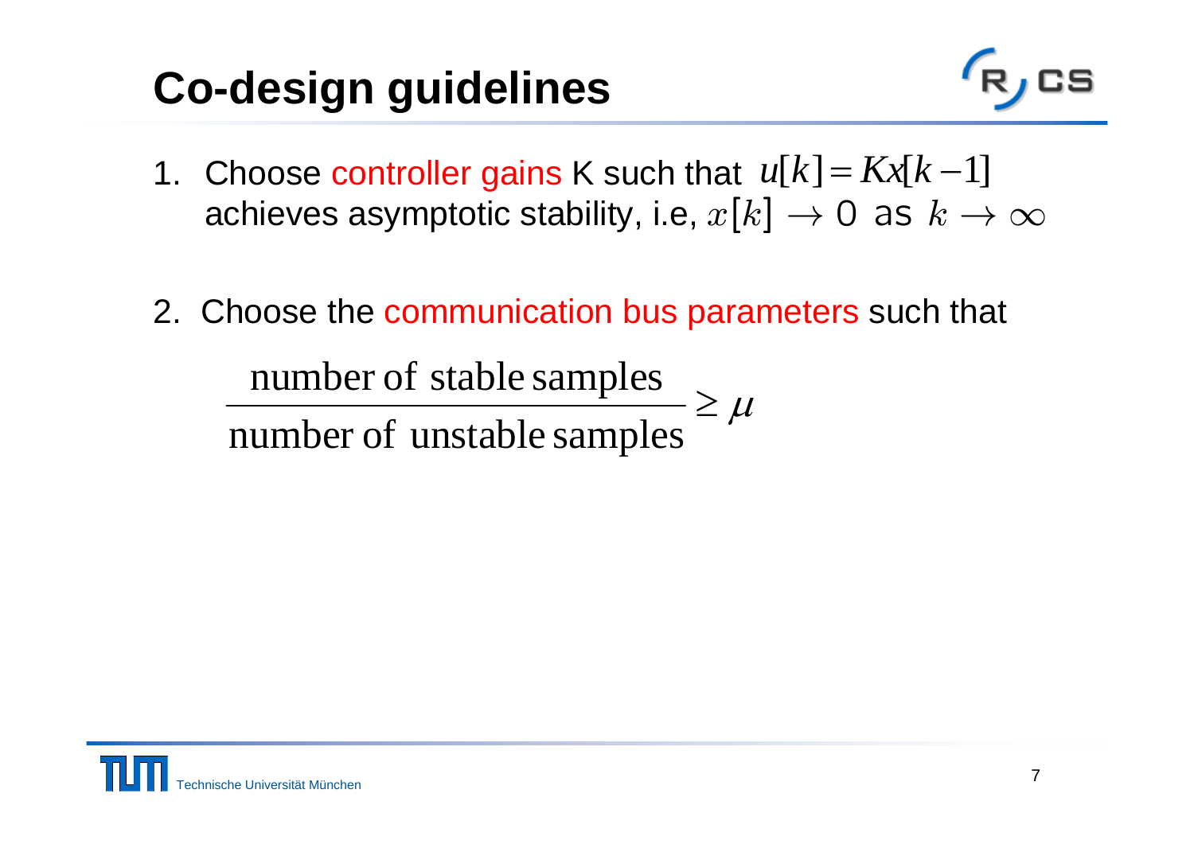# Co-design guidelines

1. Choose controller gains K such that $u[k] = Kx[k-1]$ achieves asymptotic stability, i.e, $x[k] \rightarrow 0$ as $k \rightarrow \infty$

2. Choose the communication bus parameters such that

$$\frac{\text{number of stable samples}}{\text{number of unstable samples}} \geq \mu$$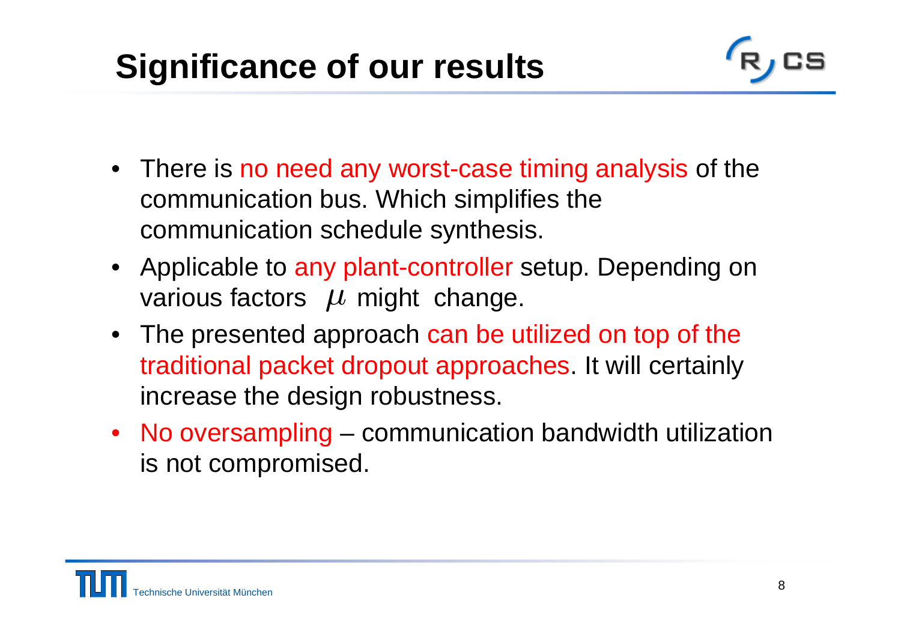# Significance of our results

- There is no need any worst-case timing analysis of the communication bus. Which simplifies the communication schedule synthesis.
- Applicable to any plant-controller setup. Depending on various factors $\mu$ might change.
- The presented approach can be utilized on top of the traditional packet dropout approaches. It will certainly increase the design robustness.
- No oversampling – communication bandwidth utilization is not compromised.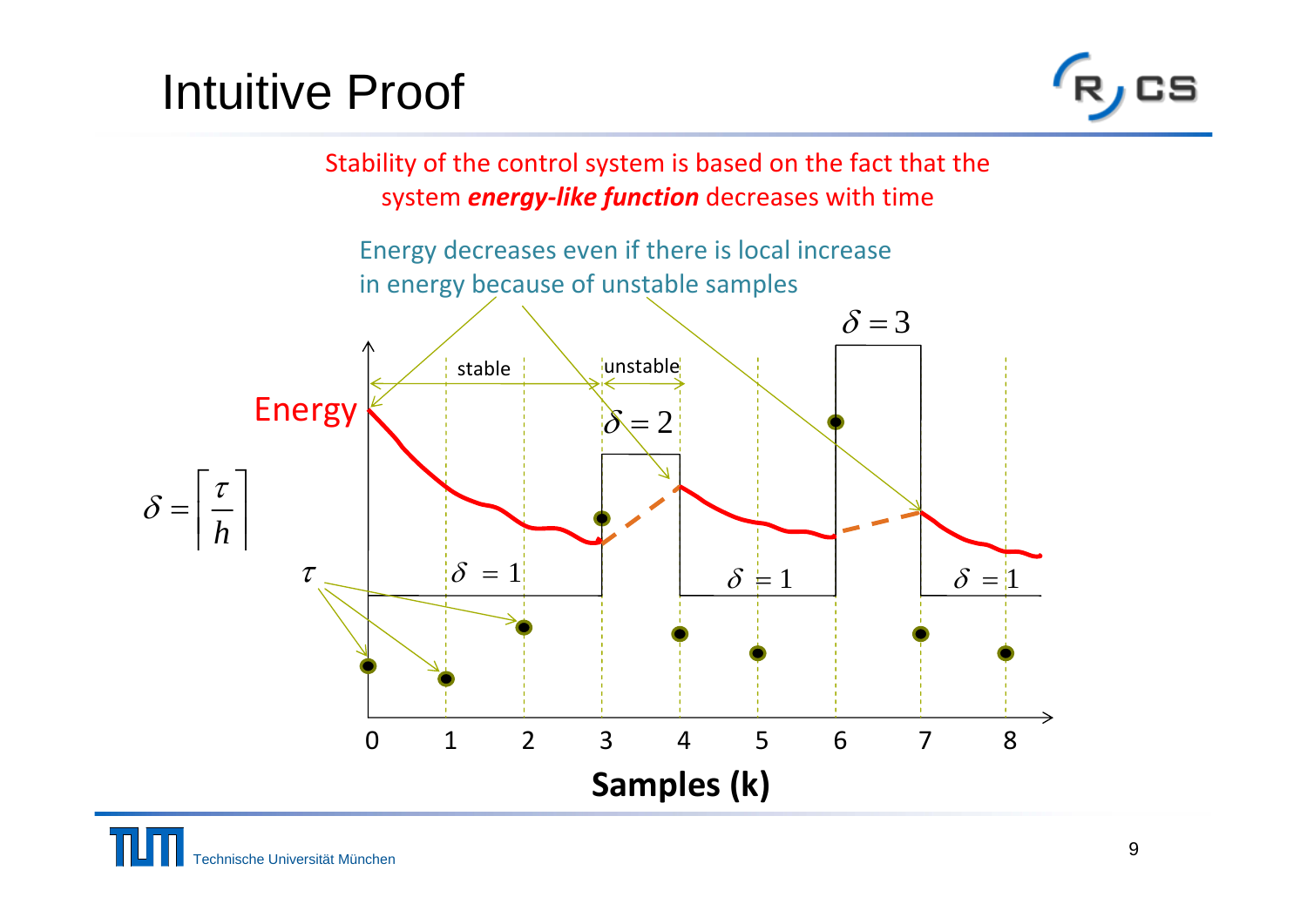# Intuitive Proof

Stability of the control system is based on the fact that the system ***energy-like function*** decreases with time

Energy decreases even if there is local increase in energy because of unstable samples

$\delta = 3$

stable

unstable

Energy

$\delta = 2$

$\delta = \left\lceil \frac{\tau}{h} \right\rceil$

$\tau$

$\delta = 1$

$\delta = 1$

$\delta = 1$

0 1 2 3 4 5 6 7 8

**Samples (k)**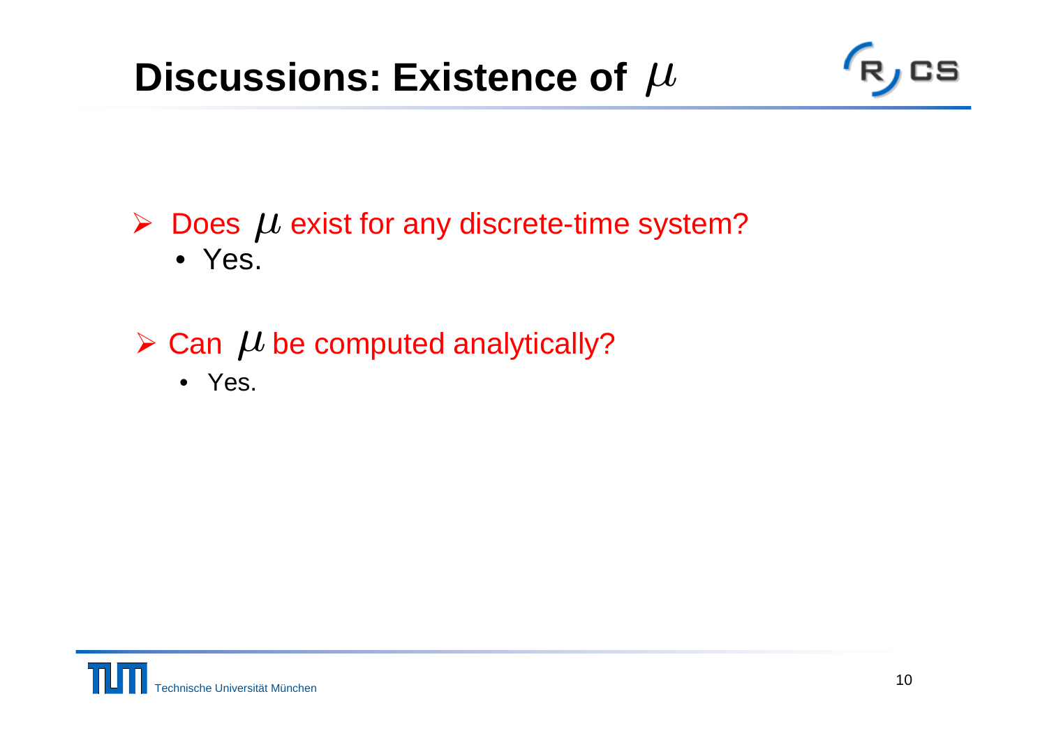# Discussions: Existence of $\mu$

- Does $\mu$ exist for any discrete-time system?
  - Yes.

- Can $\mu$ be computed analytically?
  - Yes.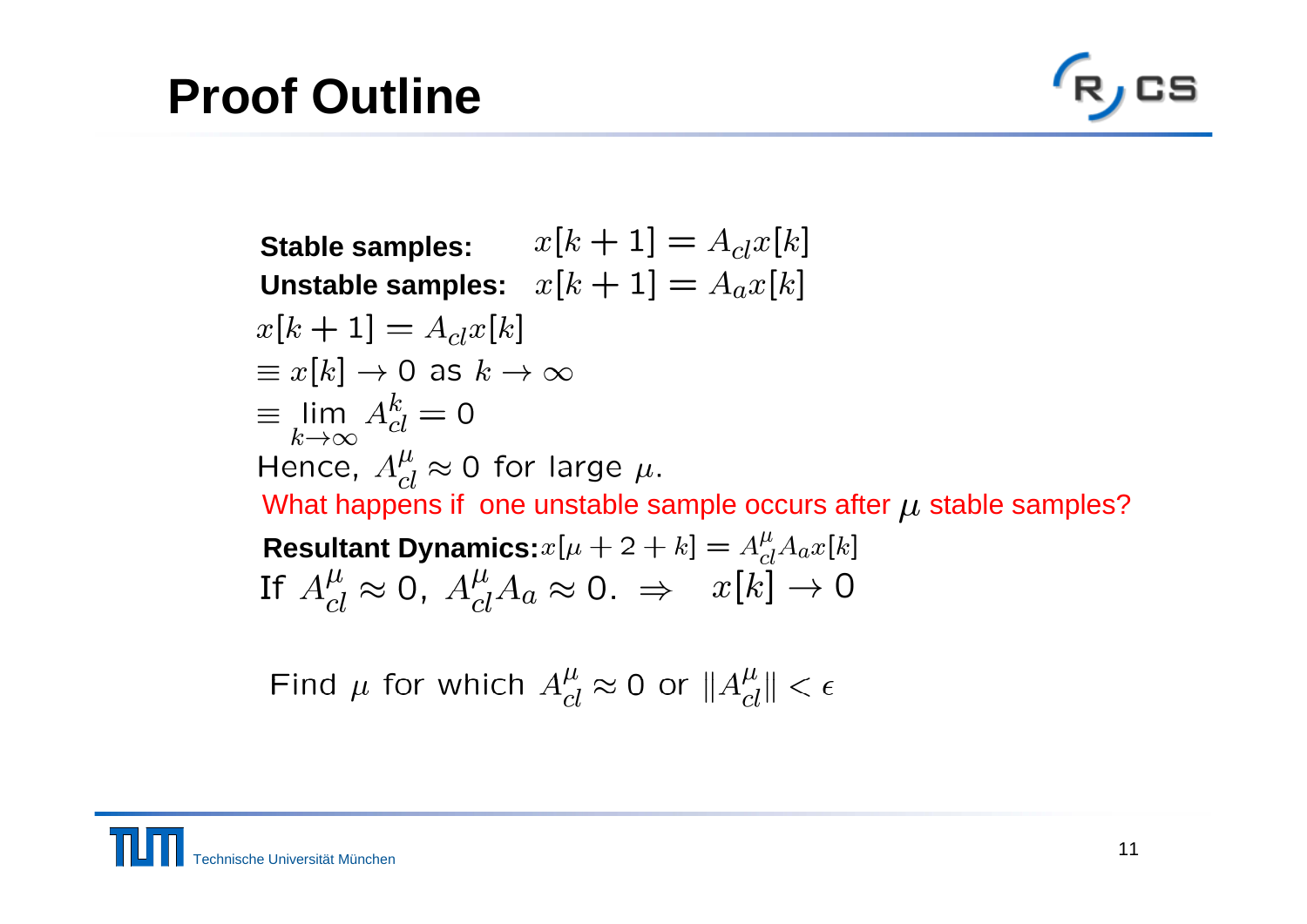# Proof Outline

**Stable samples:** $x[k+1] = A_{cl}x[k]$

**Unstable samples:** $x[k+1] = A_a x[k]$

$x[k+1] = A_{cl}x[k]$

$\equiv x[k] \rightarrow 0$ as $k \rightarrow \infty$

$\equiv \lim_{k\rightarrow\infty} A_{cl}^{k} = 0$

Hence, $A_{cl}^{\mu} \approx 0$ for large $\mu$.

What happens if one unstable sample occurs after $\mu$ stable samples?

**Resultant Dynamics:** $x[\mu+2+k] = A_{cl}^{\mu}A_a x[k]$

If $A_{cl}^{\mu} \approx 0$, $A_{cl}^{\mu}A_a \approx 0$. $\Rightarrow \quad x[k] \rightarrow 0$

Find $\mu$ for which $A_{cl}^{\mu} \approx 0$ or $\|A_{cl}^{\mu}\| < \epsilon$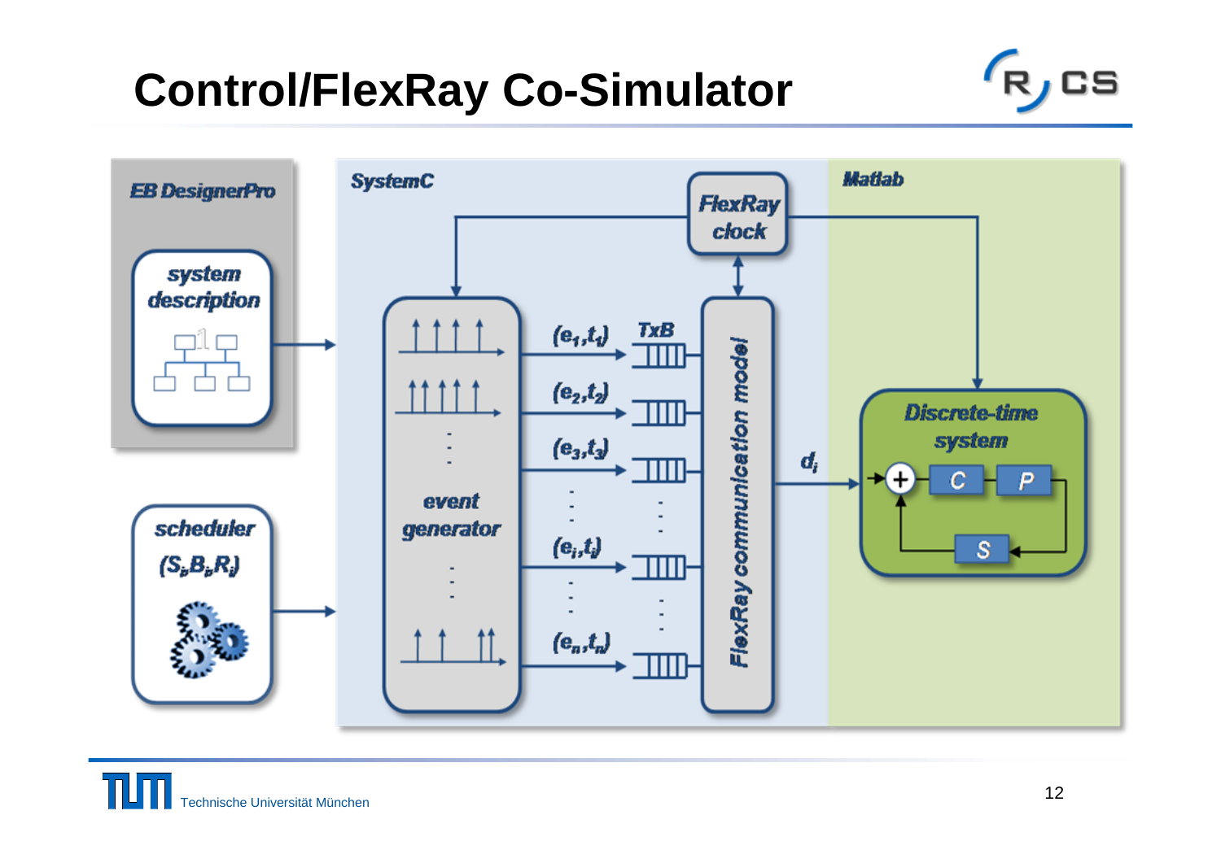# Control/FlexRay Co-Simulator

EB DesignerPro

system description

scheduler

$(S_i, B_i, R_i)$

SystemC

FlexRay clock

event generator

$(e_1,t_1)$

$(e_2,t_2)$

$(e_3,t_3)$

$(e_i,t_i)$

$(e_n,t_n)$

TxB

FlexRay communication model

$d_i$

Matlab

Discrete-time system

C

P

S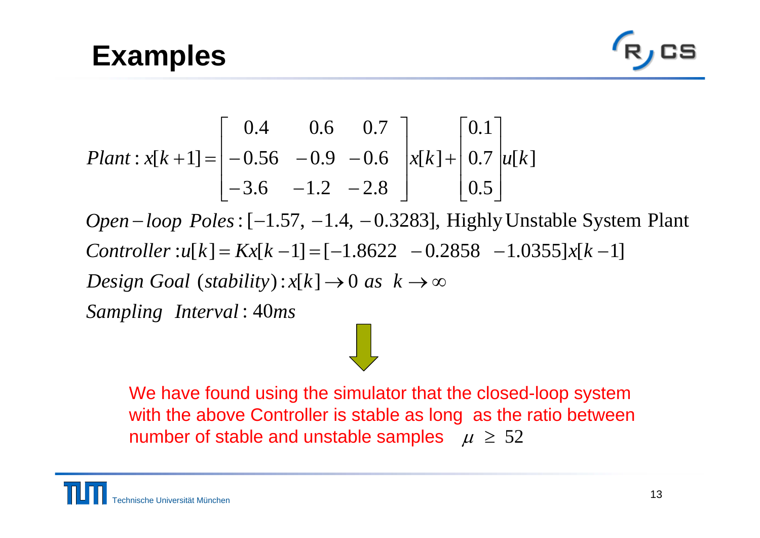# Examples

$$Plant: x[k+1] = \begin{bmatrix} 0.4 & 0.6 & 0.7 \\ -0.56 & -0.9 & -0.6 \\ -3.6 & -1.2 & -2.8 \end{bmatrix} x[k] + \begin{bmatrix} 0.1 \\ 0.7 \\ 0.5 \end{bmatrix} u[k]$$

$Open-loop\ Poles: [-1.57, -1.4, -0.3283]$, Highly Unstable System Plant

$Controller: u[k] = Kx[k-1] = [-1.8622 \;\; -0.2858 \;\; -1.0355]x[k-1]$

$Design\ Goal\ (stability): x[k] \to 0\ as\ \ k \to \infty$

$Sampling\ \ Interval: 40ms$

We have found using the simulator that the closed-loop system with the above Controller is stable as long as the ratio between number of stable and unstable samples $\mu \geq 52$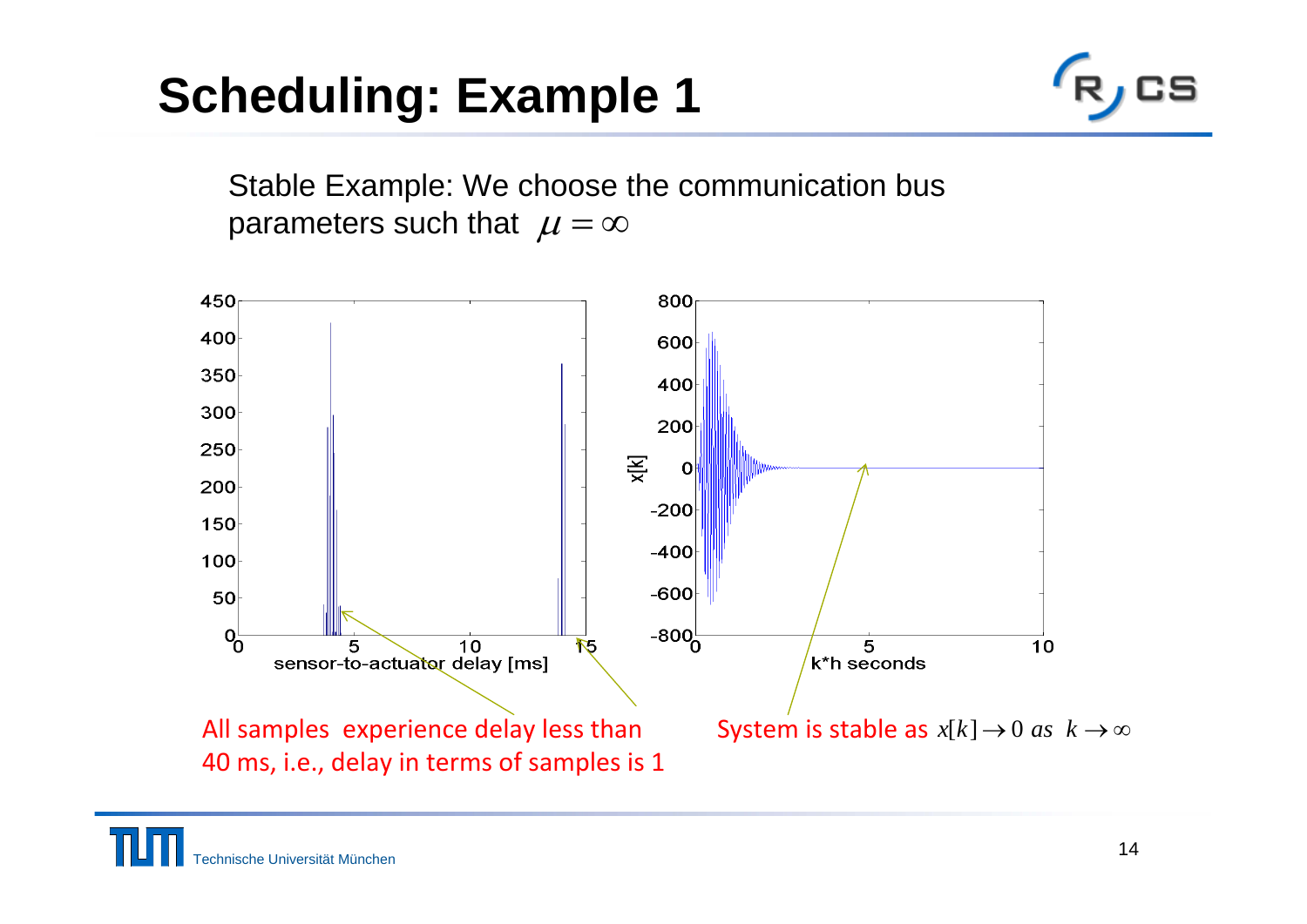# Scheduling: Example 1

Stable Example: We choose the communication bus parameters such that $\mu = \infty$

All samples experience delay less than 40 ms, i.e., delay in terms of samples is 1

System is stable as $x[k] \rightarrow 0$ *as* $k \rightarrow \infty$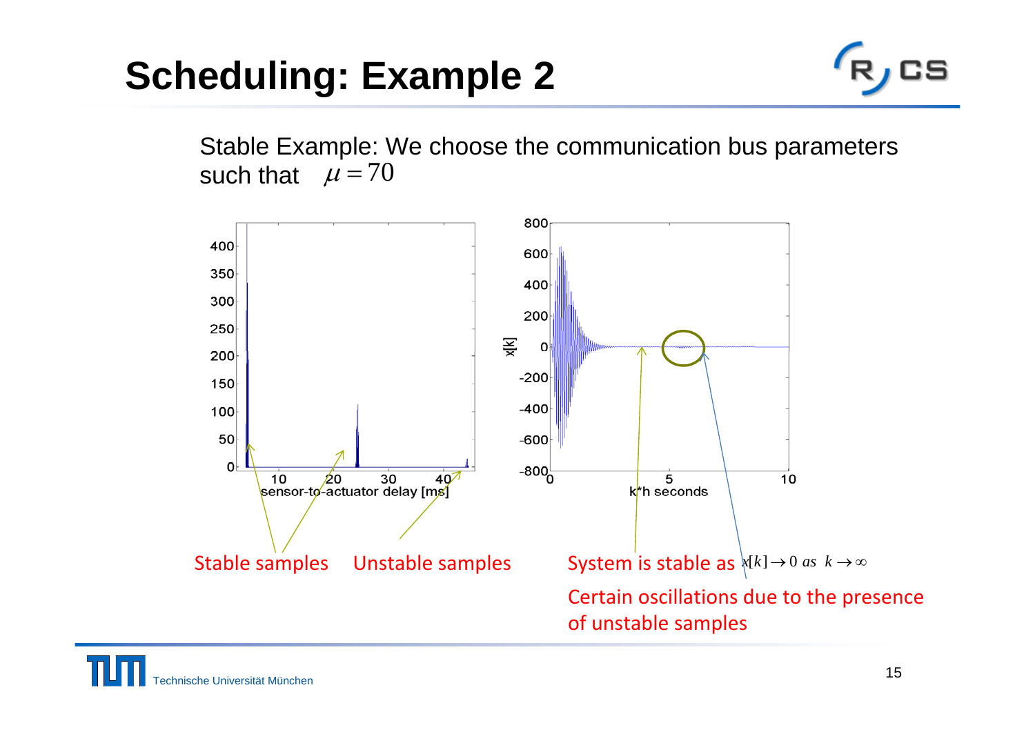# Scheduling: Example 2

Stable Example: We choose the communication bus parameters such that $\mu = 70$

Stable samples

Unstable samples

System is stable as $x[k] \to 0 \; as \; k \to \infty$

Certain oscillations due to the presence of unstable samples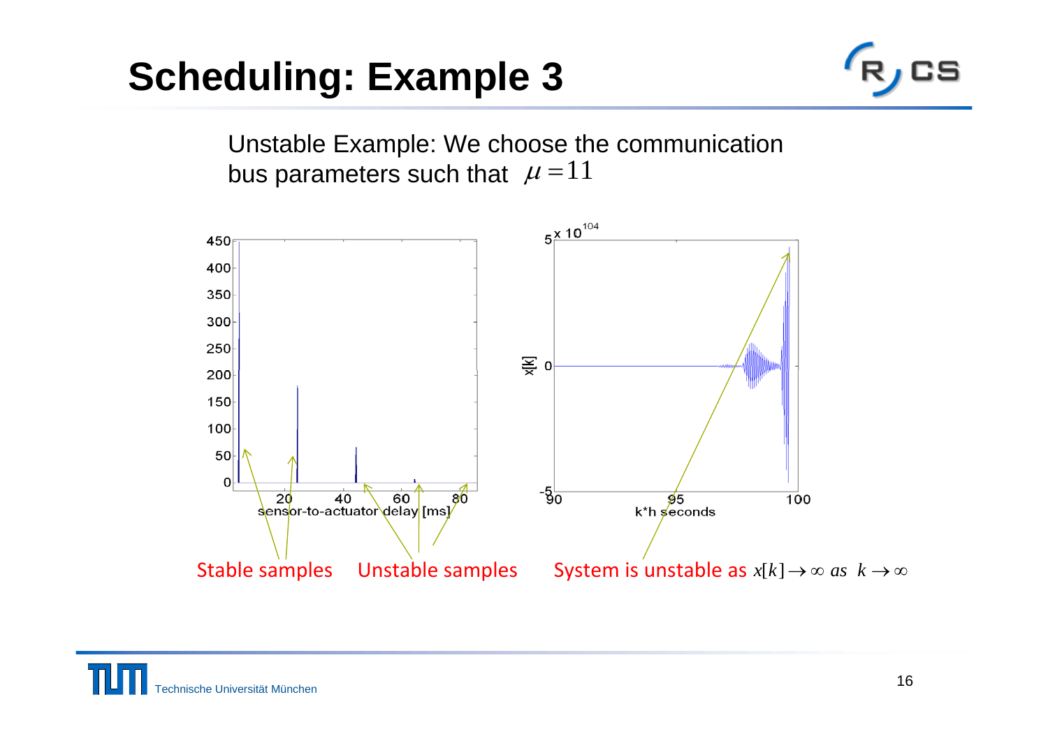# Scheduling: Example 3

Unstable Example: We choose the communication bus parameters such that $\mu = 11$

Stable samples    Unstable samples    System is unstable as $x[k] \to \infty \; as \;\; k \to \infty$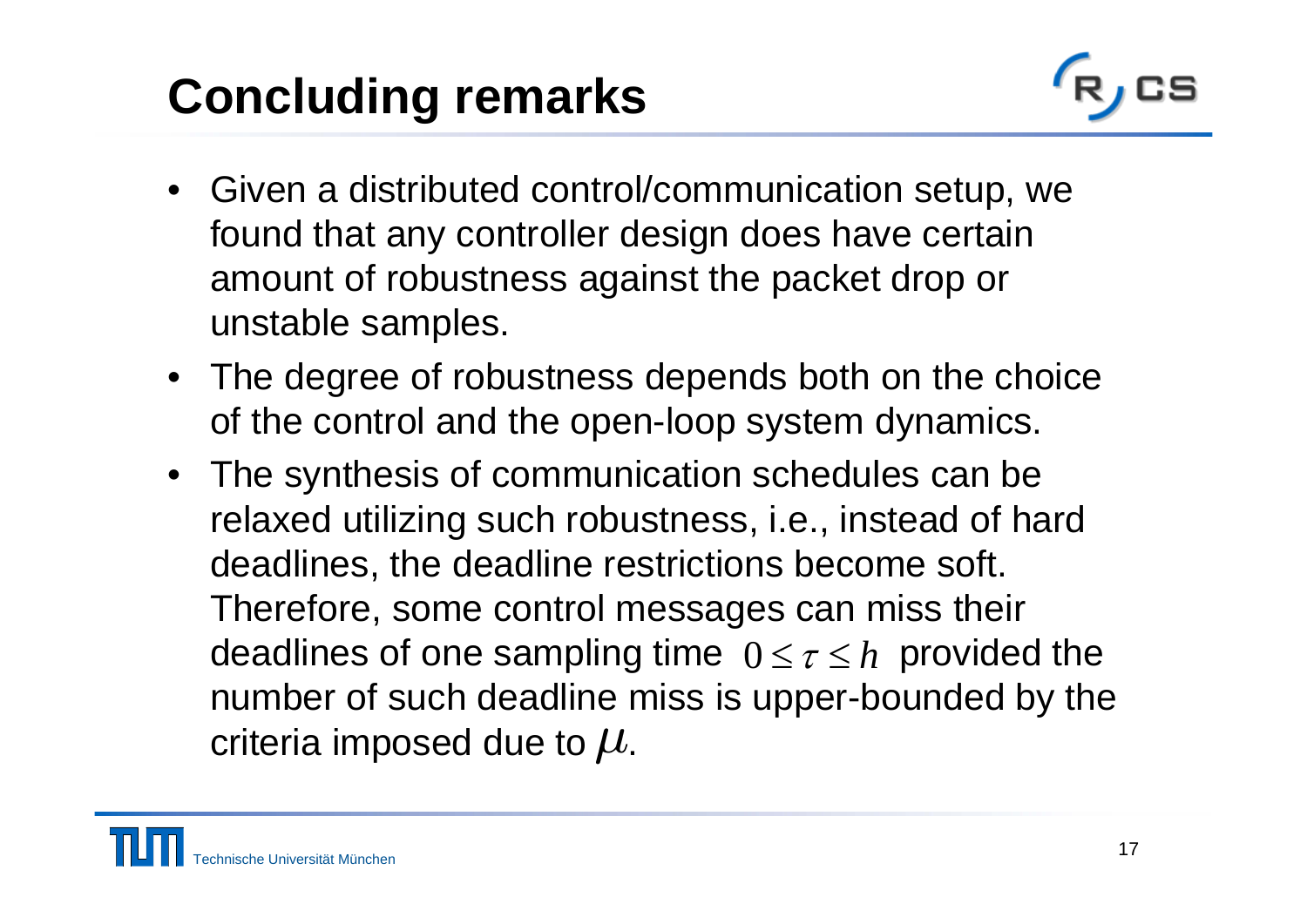# Concluding remarks

- Given a distributed control/communication setup, we found that any controller design does have certain amount of robustness against the packet drop or unstable samples.
- The degree of robustness depends both on the choice of the control and the open-loop system dynamics.
- The synthesis of communication schedules can be relaxed utilizing such robustness, i.e., instead of hard deadlines, the deadline restrictions become soft. Therefore, some control messages can miss their deadlines of one sampling time $0 \leq \tau \leq h$ provided the number of such deadline miss is upper-bounded by the criteria imposed due to $\mu$.